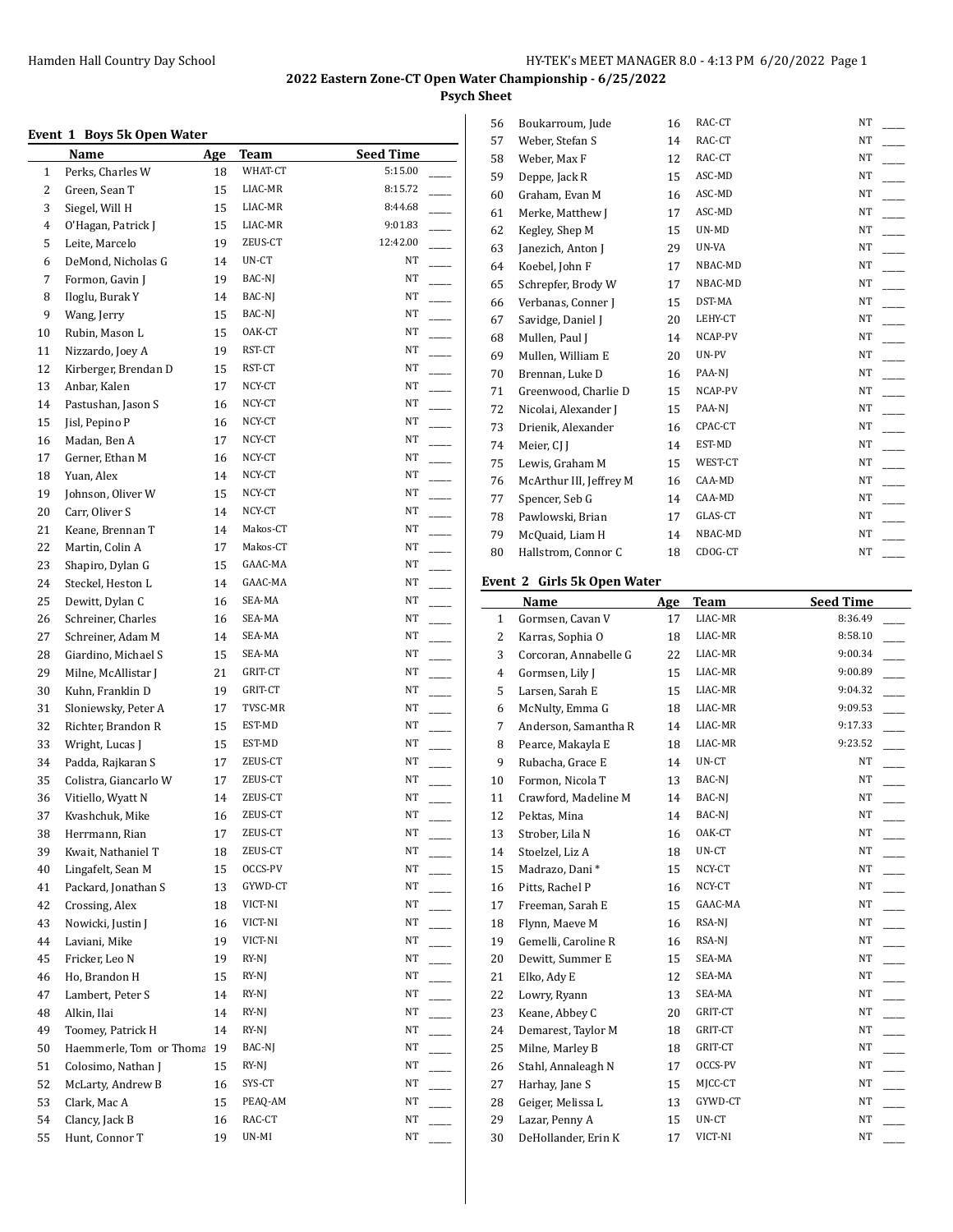## 2022 Eastern Zone-CT Open Water Championship - 6/25/2022

### Psych Sheet

#### Event 1 Boys 5k Open Water

| | Name | Age | Team | Seed Time |
|---|---|---|---|---|
| 1 | Perks, Charles W | 18 | WHAT-CT | 5:15.00 |
| 2 | Green, Sean T | 15 | LIAC-MR | 8:15.72 |
| 3 | Siegel, Will H | 15 | LIAC-MR | 8:44.68 |
| 4 | O'Hagan, Patrick J | 15 | LIAC-MR | 9:01.83 |
| 5 | Leite, Marcelo | 19 | ZEUS-CT | 12:42.00 |
| 6 | DeMond, Nicholas G | 14 | UN-CT | NT |
| 7 | Formon, Gavin J | 19 | BAC-NJ | NT |
| 8 | Iloglu, Burak Y | 14 | BAC-NJ | NT |
| 9 | Wang, Jerry | 15 | BAC-NJ | NT |
| 10 | Rubin, Mason L | 15 | OAK-CT | NT |
| 11 | Nizzardo, Joey A | 19 | RST-CT | NT |
| 12 | Kirberger, Brendan D | 15 | RST-CT | NT |
| 13 | Anbar, Kalen | 17 | NCY-CT | NT |
| 14 | Pastushan, Jason S | 16 | NCY-CT | NT |
| 15 | Jisl, Pepino P | 16 | NCY-CT | NT |
| 16 | Madan, Ben A | 17 | NCY-CT | NT |
| 17 | Gerner, Ethan M | 16 | NCY-CT | NT |
| 18 | Yuan, Alex | 14 | NCY-CT | NT |
| 19 | Johnson, Oliver W | 15 | NCY-CT | NT |
| 20 | Carr, Oliver S | 14 | NCY-CT | NT |
| 21 | Keane, Brennan T | 14 | Makos-CT | NT |
| 22 | Martin, Colin A | 17 | Makos-CT | NT |
| 23 | Shapiro, Dylan G | 15 | GAAC-MA | NT |
| 24 | Steckel, Heston L | 14 | GAAC-MA | NT |
| 25 | Dewitt, Dylan C | 16 | SEA-MA | NT |
| 26 | Schreiner, Charles | 16 | SEA-MA | NT |
| 27 | Schreiner, Adam M | 14 | SEA-MA | NT |
| 28 | Giardino, Michael S | 15 | SEA-MA | NT |
| 29 | Milne, McAllistar J | 21 | GRIT-CT | NT |
| 30 | Kuhn, Franklin D | 19 | GRIT-CT | NT |
| 31 | Sloniewsky, Peter A | 17 | TVSC-MR | NT |
| 32 | Richter, Brandon R | 15 | EST-MD | NT |
| 33 | Wright, Lucas J | 15 | EST-MD | NT |
| 34 | Padda, Rajkaran S | 17 | ZEUS-CT | NT |
| 35 | Colistra, Giancarlo W | 17 | ZEUS-CT | NT |
| 36 | Vitiello, Wyatt N | 14 | ZEUS-CT | NT |
| 37 | Kvashchuk, Mike | 16 | ZEUS-CT | NT |
| 38 | Herrmann, Rian | 17 | ZEUS-CT | NT |
| 39 | Kwait, Nathaniel T | 18 | ZEUS-CT | NT |
| 40 | Lingafelt, Sean M | 15 | OCCS-PV | NT |
| 41 | Packard, Jonathan S | 13 | GYWD-CT | NT |
| 42 | Crossing, Alex | 18 | VICT-NI | NT |
| 43 | Nowicki, Justin J | 16 | VICT-NI | NT |
| 44 | Laviani, Mike | 19 | VICT-NI | NT |
| 45 | Fricker, Leo N | 19 | RY-NJ | NT |
| 46 | Ho, Brandon H | 15 | RY-NJ | NT |
| 47 | Lambert, Peter S | 14 | RY-NJ | NT |
| 48 | Alkin, Ilai | 14 | RY-NJ | NT |
| 49 | Toomey, Patrick H | 14 | RY-NJ | NT |
| 50 | Haemmerle, Tom or Thoma | 19 | BAC-NJ | NT |
| 51 | Colosimo, Nathan J | 15 | RY-NJ | NT |
| 52 | McLarty, Andrew B | 16 | SYS-CT | NT |
| 53 | Clark, Mac A | 15 | PEAQ-AM | NT |
| 54 | Clancy, Jack B | 16 | RAC-CT | NT |
| 55 | Hunt, Connor T | 19 | UN-MI | NT |
| 56 | Boukarroum, Jude | 16 | RAC-CT | NT |
| 57 | Weber, Stefan S | 14 | RAC-CT | NT |
| 58 | Weber, Max F | 12 | RAC-CT | NT |
| 59 | Deppe, Jack R | 15 | ASC-MD | NT |
| 60 | Graham, Evan M | 16 | ASC-MD | NT |
| 61 | Merke, Matthew J | 17 | ASC-MD | NT |
| 62 | Kegley, Shep M | 15 | UN-MD | NT |
| 63 | Janezich, Anton J | 29 | UN-VA | NT |
| 64 | Koebel, John F | 17 | NBAC-MD | NT |
| 65 | Schrepfer, Brody W | 17 | NBAC-MD | NT |
| 66 | Verbanas, Conner J | 15 | DST-MA | NT |
| 67 | Savidge, Daniel J | 20 | LEHY-CT | NT |
| 68 | Mullen, Paul J | 14 | NCAP-PV | NT |
| 69 | Mullen, William E | 20 | UN-PV | NT |
| 70 | Brennan, Luke D | 16 | PAA-NJ | NT |
| 71 | Greenwood, Charlie D | 15 | NCAP-PV | NT |
| 72 | Nicolai, Alexander J | 15 | PAA-NJ | NT |
| 73 | Drienik, Alexander | 16 | CPAC-CT | NT |
| 74 | Meier, CJ J | 14 | EST-MD | NT |
| 75 | Lewis, Graham M | 15 | WEST-CT | NT |
| 76 | McArthur III, Jeffrey M | 16 | CAA-MD | NT |
| 77 | Spencer, Seb G | 14 | CAA-MD | NT |
| 78 | Pawlowski, Brian | 17 | GLAS-CT | NT |
| 79 | McQuaid, Liam H | 14 | NBAC-MD | NT |
| 80 | Hallstrom, Connor C | 18 | CDOG-CT | NT |

#### Event 2 Girls 5k Open Water

| | Name | Age | Team | Seed Time |
|---|---|---|---|---|
| 1 | Gormsen, Cavan V | 17 | LIAC-MR | 8:36.49 |
| 2 | Karras, Sophia O | 18 | LIAC-MR | 8:58.10 |
| 3 | Corcoran, Annabelle G | 22 | LIAC-MR | 9:00.34 |
| 4 | Gormsen, Lily J | 15 | LIAC-MR | 9:00.89 |
| 5 | Larsen, Sarah E | 15 | LIAC-MR | 9:04.32 |
| 6 | McNulty, Emma G | 18 | LIAC-MR | 9:09.53 |
| 7 | Anderson, Samantha R | 14 | LIAC-MR | 9:17.33 |
| 8 | Pearce, Makayla E | 18 | LIAC-MR | 9:23.52 |
| 9 | Rubacha, Grace E | 14 | UN-CT | NT |
| 10 | Formon, Nicola T | 13 | BAC-NJ | NT |
| 11 | Crawford, Madeline M | 14 | BAC-NJ | NT |
| 12 | Pektas, Mina | 14 | BAC-NJ | NT |
| 13 | Strober, Lila N | 16 | OAK-CT | NT |
| 14 | Stoelzel, Liz A | 18 | UN-CT | NT |
| 15 | Madrazo, Dani * | 15 | NCY-CT | NT |
| 16 | Pitts, Rachel P | 16 | NCY-CT | NT |
| 17 | Freeman, Sarah E | 15 | GAAC-MA | NT |
| 18 | Flynn, Maeve M | 16 | RSA-NJ | NT |
| 19 | Gemelli, Caroline R | 16 | RSA-NJ | NT |
| 20 | Dewitt, Summer E | 15 | SEA-MA | NT |
| 21 | Elko, Ady E | 12 | SEA-MA | NT |
| 22 | Lowry, Ryann | 13 | SEA-MA | NT |
| 23 | Keane, Abbey C | 20 | GRIT-CT | NT |
| 24 | Demarest, Taylor M | 18 | GRIT-CT | NT |
| 25 | Milne, Marley B | 18 | GRIT-CT | NT |
| 26 | Stahl, Annaleagh N | 17 | OCCS-PV | NT |
| 27 | Harhay, Jane S | 15 | MJCC-CT | NT |
| 28 | Geiger, Melissa L | 13 | GYWD-CT | NT |
| 29 | Lazar, Penny A | 15 | UN-CT | NT |
| 30 | DeHollander, Erin K | 17 | VICT-NI | NT |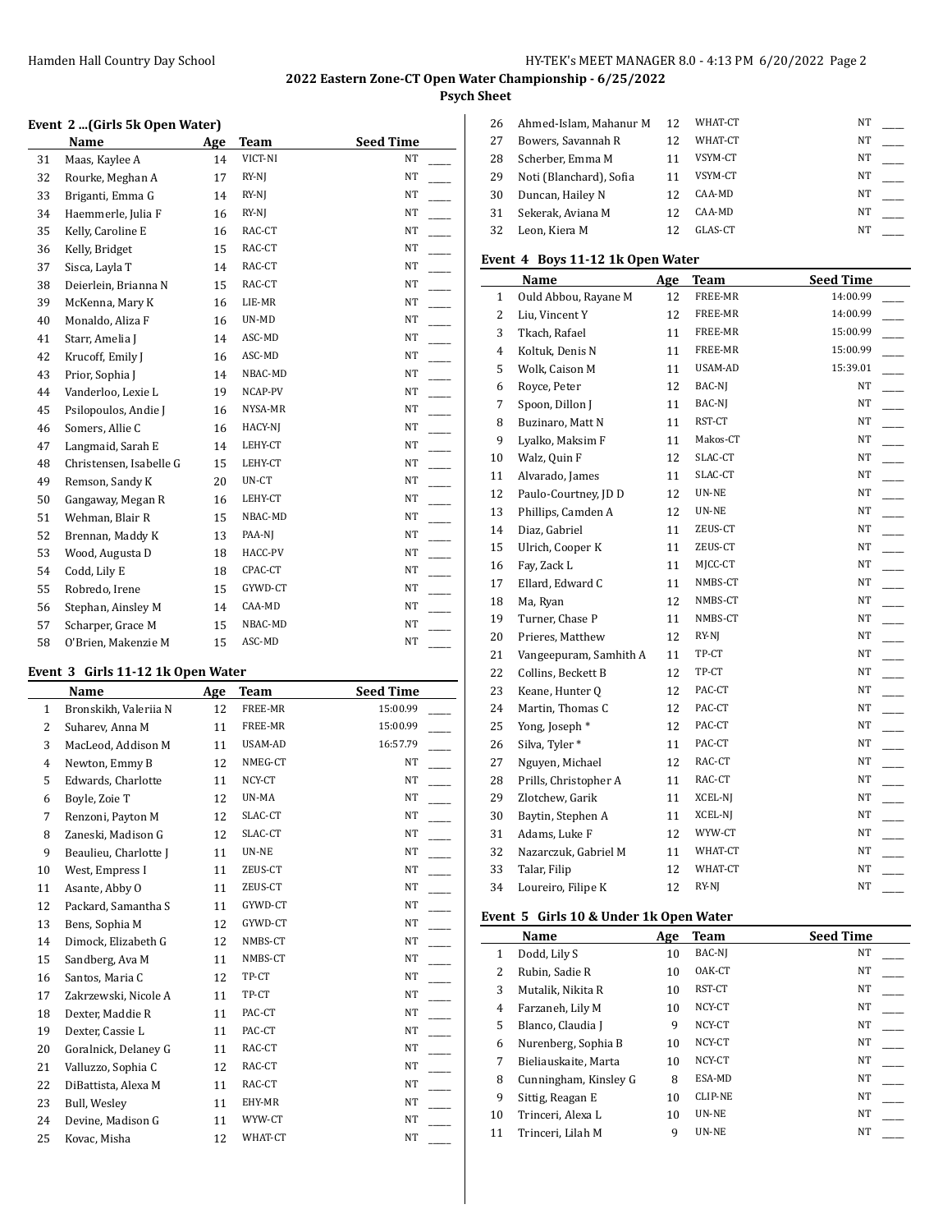## 2022 Eastern Zone-CT Open Water Championship - 6/25/2022

### Psych Sheet

#### Event 2 ...(Girls 5k Open Water)

| | Name | Age | Team | Seed Time |
|---|---|---|---|---|
| 31 | Maas, Kaylee A | 14 | VICT-NI | NT |
| 32 | Rourke, Meghan A | 17 | RY-NJ | NT |
| 33 | Briganti, Emma G | 14 | RY-NJ | NT |
| 34 | Haemmerle, Julia F | 16 | RY-NJ | NT |
| 35 | Kelly, Caroline E | 16 | RAC-CT | NT |
| 36 | Kelly, Bridget | 15 | RAC-CT | NT |
| 37 | Sisca, Layla T | 14 | RAC-CT | NT |
| 38 | Deierlein, Brianna N | 15 | RAC-CT | NT |
| 39 | McKenna, Mary K | 16 | LIE-MR | NT |
| 40 | Monaldo, Aliza F | 16 | UN-MD | NT |
| 41 | Starr, Amelia J | 14 | ASC-MD | NT |
| 42 | Krucoff, Emily J | 16 | ASC-MD | NT |
| 43 | Prior, Sophia J | 14 | NBAC-MD | NT |
| 44 | Vanderloo, Lexie L | 19 | NCAP-PV | NT |
| 45 | Psilopoulos, Andie J | 16 | NYSA-MR | NT |
| 46 | Somers, Allie C | 16 | HACY-NJ | NT |
| 47 | Langmaid, Sarah E | 14 | LEHY-CT | NT |
| 48 | Christensen, Isabelle G | 15 | LEHY-CT | NT |
| 49 | Remson, Sandy K | 20 | UN-CT | NT |
| 50 | Gangaway, Megan R | 16 | LEHY-CT | NT |
| 51 | Wehman, Blair R | 15 | NBAC-MD | NT |
| 52 | Brennan, Maddy K | 13 | PAA-NJ | NT |
| 53 | Wood, Augusta D | 18 | HACC-PV | NT |
| 54 | Codd, Lily E | 18 | CPAC-CT | NT |
| 55 | Robredo, Irene | 15 | GYWD-CT | NT |
| 56 | Stephan, Ainsley M | 14 | CAA-MD | NT |
| 57 | Scharper, Grace M | 15 | NBAC-MD | NT |
| 58 | O'Brien, Makenzie M | 15 | ASC-MD | NT |

#### Event 3 Girls 11-12 1k Open Water

| | Name | Age | Team | Seed Time |
|---|---|---|---|---|
| 1 | Bronskikh, Valeriia N | 12 | FREE-MR | 15:00.99 |
| 2 | Suharev, Anna M | 11 | FREE-MR | 15:00.99 |
| 3 | MacLeod, Addison M | 11 | USAM-AD | 16:57.79 |
| 4 | Newton, Emmy B | 12 | NMEG-CT | NT |
| 5 | Edwards, Charlotte | 11 | NCY-CT | NT |
| 6 | Boyle, Zoie T | 12 | UN-MA | NT |
| 7 | Renzoni, Payton M | 12 | SLAC-CT | NT |
| 8 | Zaneski, Madison G | 12 | SLAC-CT | NT |
| 9 | Beaulieu, Charlotte J | 11 | UN-NE | NT |
| 10 | West, Empress I | 11 | ZEUS-CT | NT |
| 11 | Asante, Abby O | 11 | ZEUS-CT | NT |
| 12 | Packard, Samantha S | 11 | GYWD-CT | NT |
| 13 | Bens, Sophia M | 12 | GYWD-CT | NT |
| 14 | Dimock, Elizabeth G | 12 | NMBS-CT | NT |
| 15 | Sandberg, Ava M | 11 | NMBS-CT | NT |
| 16 | Santos, Maria C | 12 | TP-CT | NT |
| 17 | Zakrzewski, Nicole A | 11 | TP-CT | NT |
| 18 | Dexter, Maddie R | 11 | PAC-CT | NT |
| 19 | Dexter, Cassie L | 11 | PAC-CT | NT |
| 20 | Goralnick, Delaney G | 11 | RAC-CT | NT |
| 21 | Valluzzo, Sophia C | 12 | RAC-CT | NT |
| 22 | DiBattista, Alexa M | 11 | RAC-CT | NT |
| 23 | Bull, Wesley | 11 | EHY-MR | NT |
| 24 | Devine, Madison G | 11 | WYW-CT | NT |
| 25 | Kovac, Misha | 12 | WHAT-CT | NT |
| 26 | Ahmed-Islam, Mahanur M | 12 | WHAT-CT | NT |
| 27 | Bowers, Savannah R | 12 | WHAT-CT | NT |
| 28 | Scherber, Emma M | 11 | VSYM-CT | NT |
| 29 | Noti (Blanchard), Sofia | 11 | VSYM-CT | NT |
| 30 | Duncan, Hailey N | 12 | CAA-MD | NT |
| 31 | Sekerak, Aviana M | 12 | CAA-MD | NT |
| 32 | Leon, Kiera M | 12 | GLAS-CT | NT |

#### Event 4 Boys 11-12 1k Open Water

| | Name | Age | Team | Seed Time |
|---|---|---|---|---|
| 1 | Ould Abbou, Rayane M | 12 | FREE-MR | 14:00.99 |
| 2 | Liu, Vincent Y | 12 | FREE-MR | 14:00.99 |
| 3 | Tkach, Rafael | 11 | FREE-MR | 15:00.99 |
| 4 | Koltuk, Denis N | 11 | FREE-MR | 15:00.99 |
| 5 | Wolk, Caison M | 11 | USAM-AD | 15:39.01 |
| 6 | Royce, Peter | 12 | BAC-NJ | NT |
| 7 | Spoon, Dillon J | 11 | BAC-NJ | NT |
| 8 | Buzinaro, Matt N | 11 | RST-CT | NT |
| 9 | Lyalko, Maksim F | 11 | Makos-CT | NT |
| 10 | Walz, Quin F | 12 | SLAC-CT | NT |
| 11 | Alvarado, James | 11 | SLAC-CT | NT |
| 12 | Paulo-Courtney, JD D | 12 | UN-NE | NT |
| 13 | Phillips, Camden A | 12 | UN-NE | NT |
| 14 | Diaz, Gabriel | 11 | ZEUS-CT | NT |
| 15 | Ulrich, Cooper K | 11 | ZEUS-CT | NT |
| 16 | Fay, Zack L | 11 | MJCC-CT | NT |
| 17 | Ellard, Edward C | 11 | NMBS-CT | NT |
| 18 | Ma, Ryan | 12 | NMBS-CT | NT |
| 19 | Turner, Chase P | 11 | NMBS-CT | NT |
| 20 | Prieres, Matthew | 12 | RY-NJ | NT |
| 21 | Vangeepuram, Samhith A | 11 | TP-CT | NT |
| 22 | Collins, Beckett B | 12 | TP-CT | NT |
| 23 | Keane, Hunter Q | 12 | PAC-CT | NT |
| 24 | Martin, Thomas C | 12 | PAC-CT | NT |
| 25 | Yong, Joseph * | 12 | PAC-CT | NT |
| 26 | Silva, Tyler * | 11 | PAC-CT | NT |
| 27 | Nguyen, Michael | 12 | RAC-CT | NT |
| 28 | Prills, Christopher A | 11 | RAC-CT | NT |
| 29 | Zlotchew, Garik | 11 | XCEL-NJ | NT |
| 30 | Baytin, Stephen A | 11 | XCEL-NJ | NT |
| 31 | Adams, Luke F | 12 | WYW-CT | NT |
| 32 | Nazarczuk, Gabriel M | 11 | WHAT-CT | NT |
| 33 | Talar, Filip | 12 | WHAT-CT | NT |
| 34 | Loureiro, Filipe K | 12 | RY-NJ | NT |

#### Event 5 Girls 10 & Under 1k Open Water

| | Name | Age | Team | Seed Time |
|---|---|---|---|---|
| 1 | Dodd, Lily S | 10 | BAC-NJ | NT |
| 2 | Rubin, Sadie R | 10 | OAK-CT | NT |
| 3 | Mutalik, Nikita R | 10 | RST-CT | NT |
| 4 | Farzaneh, Lily M | 10 | NCY-CT | NT |
| 5 | Blanco, Claudia J | 9 | NCY-CT | NT |
| 6 | Nurenberg, Sophia B | 10 | NCY-CT | NT |
| 7 | Bieliauskaite, Marta | 10 | NCY-CT | NT |
| 8 | Cunningham, Kinsley G | 8 | ESA-MD | NT |
| 9 | Sittig, Reagan E | 10 | CLIP-NE | NT |
| 10 | Trinceri, Alexa L | 10 | UN-NE | NT |
| 11 | Trinceri, Lilah M | 9 | UN-NE | NT |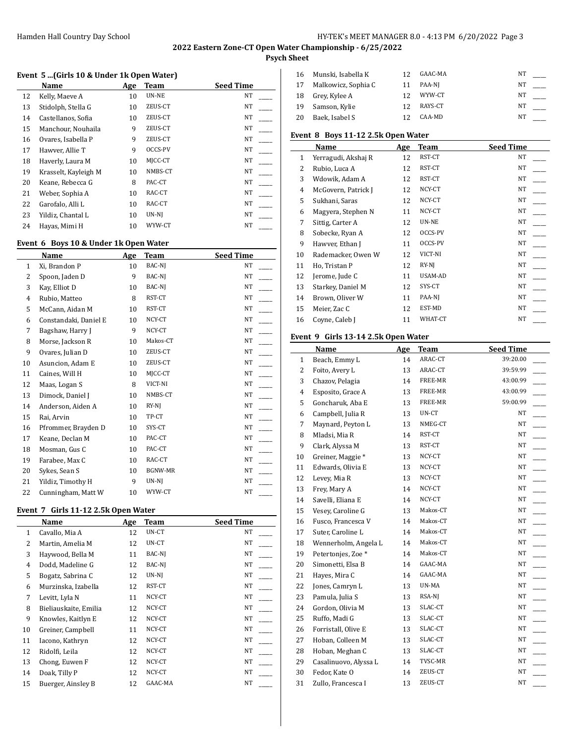## 2022 Eastern Zone-CT Open Water Championship - 6/25/2022

### Psych Sheet

#### Event 5 ...(Girls 10 & Under 1k Open Water)

| | Name | Age | Team | Seed Time | |
|---|---|---|---|---|---|
| 12 | Kelly, Maeve A | 10 | UN-NE | NT | ____ |
| 13 | Stidolph, Stella G | 10 | ZEUS-CT | NT | ____ |
| 14 | Castellanos, Sofia | 10 | ZEUS-CT | NT | ____ |
| 15 | Manchour, Nouhaila | 9 | ZEUS-CT | NT | ____ |
| 16 | Ovares, Isabella P | 9 | ZEUS-CT | NT | ____ |
| 17 | Hawver, Allie T | 9 | OCCS-PV | NT | ____ |
| 18 | Haverly, Laura M | 10 | MJCC-CT | NT | ____ |
| 19 | Krasselt, Kayleigh M | 10 | NMBS-CT | NT | ____ |
| 20 | Keane, Rebecca G | 8 | PAC-CT | NT | ____ |
| 21 | Weber, Sophia A | 10 | RAC-CT | NT | ____ |
| 22 | Garofalo, Alli L | 10 | RAC-CT | NT | ____ |
| 23 | Yildiz, Chantal L | 10 | UN-NJ | NT | ____ |
| 24 | Hayas, Mimi H | 10 | WYW-CT | NT | ____ |

#### Event 6 Boys 10 & Under 1k Open Water

| | Name | Age | Team | Seed Time | |
|---|---|---|---|---|---|
| 1 | Xi, Brandon P | 10 | BAC-NJ | NT | ____ |
| 2 | Spoon, Jaden D | 9 | BAC-NJ | NT | ____ |
| 3 | Kay, Elliot D | 10 | BAC-NJ | NT | ____ |
| 4 | Rubio, Matteo | 8 | RST-CT | NT | ____ |
| 5 | McCann, Aidan M | 10 | RST-CT | NT | ____ |
| 6 | Constandaki, Daniel E | 10 | NCY-CT | NT | ____ |
| 7 | Bagshaw, Harry J | 9 | NCY-CT | NT | ____ |
| 8 | Morse, Jackson R | 10 | Makos-CT | NT | ____ |
| 9 | Ovares, Julian D | 10 | ZEUS-CT | NT | ____ |
| 10 | Asuncion, Adam E | 10 | ZEUS-CT | NT | ____ |
| 11 | Caines, Will H | 10 | MJCC-CT | NT | ____ |
| 12 | Maas, Logan S | 8 | VICT-NI | NT | ____ |
| 13 | Dimock, Daniel J | 10 | NMBS-CT | NT | ____ |
| 14 | Anderson, Aiden A | 10 | RY-NJ | NT | ____ |
| 15 | Rai, Arvin | 10 | TP-CT | NT | ____ |
| 16 | Pfrommer, Brayden D | 10 | SYS-CT | NT | ____ |
| 17 | Keane, Declan M | 10 | PAC-CT | NT | ____ |
| 18 | Mosman, Gus C | 10 | PAC-CT | NT | ____ |
| 19 | Farabee, Max C | 10 | RAC-CT | NT | ____ |
| 20 | Sykes, Sean S | 10 | BGNW-MR | NT | ____ |
| 21 | Yildiz, Timothy H | 9 | UN-NJ | NT | ____ |
| 22 | Cunningham, Matt W | 10 | WYW-CT | NT | ____ |

#### Event 7 Girls 11-12 2.5k Open Water

| | Name | Age | Team | Seed Time | |
|---|---|---|---|---|---|
| 1 | Cavallo, Mia A | 12 | UN-CT | NT | ____ |
| 2 | Martin, Amelia M | 12 | UN-CT | NT | ____ |
| 3 | Haywood, Bella M | 11 | BAC-NJ | NT | ____ |
| 4 | Dodd, Madeline G | 12 | BAC-NJ | NT | ____ |
| 5 | Bogatz, Sabrina C | 12 | UN-NJ | NT | ____ |
| 6 | Murzinska, Izabella | 12 | RST-CT | NT | ____ |
| 7 | Levitt, Lyla N | 11 | NCY-CT | NT | ____ |
| 8 | Bieliauskaite, Emilia | 12 | NCY-CT | NT | ____ |
| 9 | Knowles, Kaitlyn E | 12 | NCY-CT | NT | ____ |
| 10 | Greiner, Campbell | 11 | NCY-CT | NT | ____ |
| 11 | Iacono, Kathryn | 12 | NCY-CT | NT | ____ |
| 12 | Ridolfi, Leila | 12 | NCY-CT | NT | ____ |
| 13 | Chong, Euwen F | 12 | NCY-CT | NT | ____ |
| 14 | Doak, Tilly P | 12 | NCY-CT | NT | ____ |
| 15 | Buerger, Ainsley B | 12 | GAAC-MA | NT | ____ |
| 16 | Munski, Isabella K | 12 | GAAC-MA | NT | ____ |
| 17 | Malkowicz, Sophia C | 11 | PAA-NJ | NT | ____ |
| 18 | Grey, Kylee A | 12 | WYW-CT | NT | ____ |
| 19 | Samson, Kylie | 12 | RAYS-CT | NT | ____ |
| 20 | Baek, Isabel S | 12 | CAA-MD | NT | ____ |

#### Event 8 Boys 11-12 2.5k Open Water

| | Name | Age | Team | Seed Time | |
|---|---|---|---|---|---|
| 1 | Yerragudi, Akshaj R | 12 | RST-CT | NT | ____ |
| 2 | Rubio, Luca A | 12 | RST-CT | NT | ____ |
| 3 | Wdowik, Adam A | 12 | RST-CT | NT | ____ |
| 4 | McGovern, Patrick J | 12 | NCY-CT | NT | ____ |
| 5 | Sukhani, Saras | 12 | NCY-CT | NT | ____ |
| 6 | Magyera, Stephen N | 11 | NCY-CT | NT | ____ |
| 7 | Sittig, Carter A | 12 | UN-NE | NT | ____ |
| 8 | Sobecke, Ryan A | 12 | OCCS-PV | NT | ____ |
| 9 | Hawver, Ethan J | 11 | OCCS-PV | NT | ____ |
| 10 | Rademacker, Owen W | 12 | VICT-NI | NT | ____ |
| 11 | Ho, Tristan P | 12 | RY-NJ | NT | ____ |
| 12 | Jerome, Jude C | 11 | USAM-AD | NT | ____ |
| 13 | Starkey, Daniel M | 12 | SYS-CT | NT | ____ |
| 14 | Brown, Oliver W | 11 | PAA-NJ | NT | ____ |
| 15 | Meier, Zac C | 12 | EST-MD | NT | ____ |
| 16 | Coyne, Caleb J | 11 | WHAT-CT | NT | ____ |

#### Event 9 Girls 13-14 2.5k Open Water

| | Name | Age | Team | Seed Time | |
|---|---|---|---|---|---|
| 1 | Beach, Emmy L | 14 | ARAC-CT | 39:20.00 | ____ |
| 2 | Foito, Avery L | 13 | ARAC-CT | 39:59.99 | ____ |
| 3 | Chazov, Pelagia | 14 | FREE-MR | 43:00.99 | ____ |
| 4 | Esposito, Grace A | 13 | FREE-MR | 43:00.99 | ____ |
| 5 | Goncharuk, Aba E | 13 | FREE-MR | 59:00.99 | ____ |
| 6 | Campbell, Julia R | 13 | UN-CT | NT | ____ |
| 7 | Maynard, Peyton L | 13 | NMEG-CT | NT | ____ |
| 8 | Mladsi, Mia R | 14 | RST-CT | NT | ____ |
| 9 | Clark, Alyssa M | 13 | RST-CT | NT | ____ |
| 10 | Greiner, Maggie * | 13 | NCY-CT | NT | ____ |
| 11 | Edwards, Olivia E | 13 | NCY-CT | NT | ____ |
| 12 | Levey, Mia R | 13 | NCY-CT | NT | ____ |
| 13 | Frey, Mary A | 14 | NCY-CT | NT | ____ |
| 14 | Savelli, Eliana E | 14 | NCY-CT | NT | ____ |
| 15 | Vesey, Caroline G | 13 | Makos-CT | NT | ____ |
| 16 | Fusco, Francesca V | 14 | Makos-CT | NT | ____ |
| 17 | Suter, Caroline L | 14 | Makos-CT | NT | ____ |
| 18 | Wennerholm, Angela L | 14 | Makos-CT | NT | ____ |
| 19 | Petertonjes, Zoe * | 14 | Makos-CT | NT | ____ |
| 20 | Simonetti, Elsa B | 14 | GAAC-MA | NT | ____ |
| 21 | Hayes, Mira C | 14 | GAAC-MA | NT | ____ |
| 22 | Jones, Camryn L | 13 | UN-MA | NT | ____ |
| 23 | Pamula, Julia S | 13 | RSA-NJ | NT | ____ |
| 24 | Gordon, Olivia M | 13 | SLAC-CT | NT | ____ |
| 25 | Ruffo, Madi G | 13 | SLAC-CT | NT | ____ |
| 26 | Forristall, Olive E | 13 | SLAC-CT | NT | ____ |
| 27 | Hoban, Colleen M | 13 | SLAC-CT | NT | ____ |
| 28 | Hoban, Meghan C | 13 | SLAC-CT | NT | ____ |
| 29 | Casalinuovo, Alyssa L | 14 | TVSC-MR | NT | ____ |
| 30 | Fedor, Kate O | 14 | ZEUS-CT | NT | ____ |
| 31 | Zullo, Francesca I | 13 | ZEUS-CT | NT | ____ |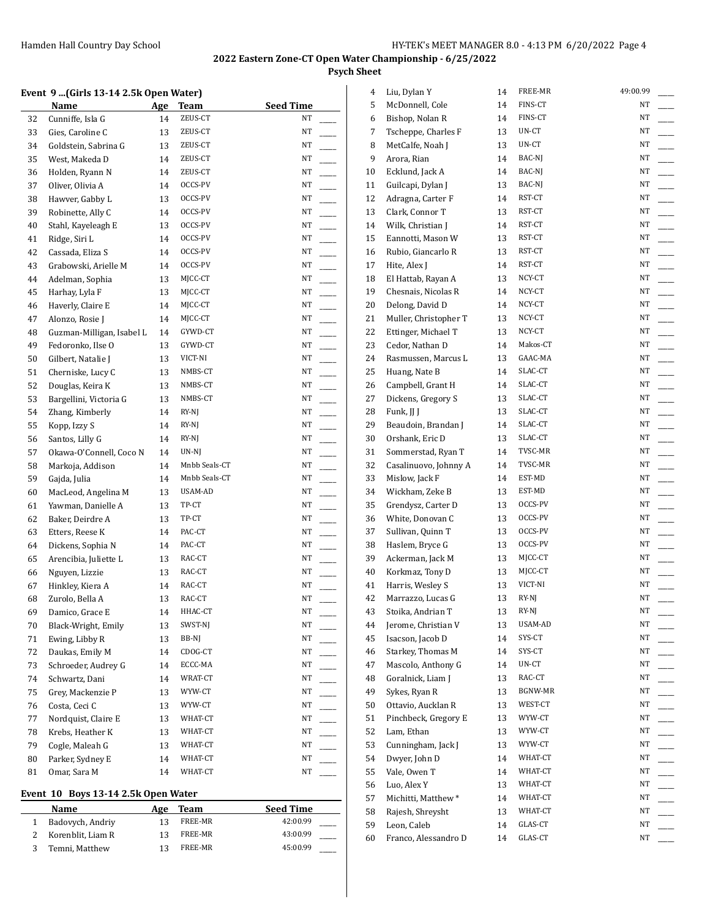## 2022 Eastern Zone-CT Open Water Championship - 6/25/2022

### Psych Sheet

#### Event 9 ...(Girls 13-14 2.5k Open Water)

| | Name | Age | Team | Seed Time | |
|---|---|---|---|---|---|
| 32 | Cunniffe, Isla G | 14 | ZEUS-CT | NT | ____ |
| 33 | Gies, Caroline C | 13 | ZEUS-CT | NT | ____ |
| 34 | Goldstein, Sabrina G | 13 | ZEUS-CT | NT | ____ |
| 35 | West, Makeda D | 14 | ZEUS-CT | NT | ____ |
| 36 | Holden, Ryann N | 14 | ZEUS-CT | NT | ____ |
| 37 | Oliver, Olivia A | 14 | OCCS-PV | NT | ____ |
| 38 | Hawver, Gabby L | 13 | OCCS-PV | NT | ____ |
| 39 | Robinette, Ally C | 14 | OCCS-PV | NT | ____ |
| 40 | Stahl, Kayeleagh E | 13 | OCCS-PV | NT | ____ |
| 41 | Ridge, Siri L | 14 | OCCS-PV | NT | ____ |
| 42 | Cassada, Eliza S | 14 | OCCS-PV | NT | ____ |
| 43 | Grabowski, Arielle M | 14 | OCCS-PV | NT | ____ |
| 44 | Adelman, Sophia | 13 | MJCC-CT | NT | ____ |
| 45 | Harhay, Lyla F | 13 | MJCC-CT | NT | ____ |
| 46 | Haverly, Claire E | 14 | MJCC-CT | NT | ____ |
| 47 | Alonzo, Rosie J | 14 | MJCC-CT | NT | ____ |
| 48 | Guzman-Milligan, Isabel L | 14 | GYWD-CT | NT | ____ |
| 49 | Fedoronko, Ilse O | 13 | GYWD-CT | NT | ____ |
| 50 | Gilbert, Natalie J | 13 | VICT-NI | NT | ____ |
| 51 | Cherniske, Lucy C | 13 | NMBS-CT | NT | ____ |
| 52 | Douglas, Keira K | 13 | NMBS-CT | NT | ____ |
| 53 | Bargellini, Victoria G | 13 | NMBS-CT | NT | ____ |
| 54 | Zhang, Kimberly | 14 | RY-NJ | NT | ____ |
| 55 | Kopp, Izzy S | 14 | RY-NJ | NT | ____ |
| 56 | Santos, Lilly G | 14 | RY-NJ | NT | ____ |
| 57 | Okawa-O'Connell, Coco N | 14 | UN-NJ | NT | ____ |
| 58 | Markoja, Addison | 14 | Mnbb Seals-CT | NT | ____ |
| 59 | Gajda, Julia | 14 | Mnbb Seals-CT | NT | ____ |
| 60 | MacLeod, Angelina M | 13 | USAM-AD | NT | ____ |
| 61 | Yawman, Danielle A | 13 | TP-CT | NT | ____ |
| 62 | Baker, Deirdre A | 13 | TP-CT | NT | ____ |
| 63 | Etters, Reese K | 14 | PAC-CT | NT | ____ |
| 64 | Dickens, Sophia N | 14 | PAC-CT | NT | ____ |
| 65 | Arencibia, Juliette L | 13 | RAC-CT | NT | ____ |
| 66 | Nguyen, Lizzie | 13 | RAC-CT | NT | ____ |
| 67 | Hinkley, Kiera A | 14 | RAC-CT | NT | ____ |
| 68 | Zurolo, Bella A | 13 | RAC-CT | NT | ____ |
| 69 | Damico, Grace E | 14 | HHAC-CT | NT | ____ |
| 70 | Black-Wright, Emily | 13 | SWST-NJ | NT | ____ |
| 71 | Ewing, Libby R | 13 | BB-NJ | NT | ____ |
| 72 | Daukas, Emily M | 14 | CDOG-CT | NT | ____ |
| 73 | Schroeder, Audrey G | 14 | ECCC-MA | NT | ____ |
| 74 | Schwartz, Dani | 14 | WRAT-CT | NT | ____ |
| 75 | Grey, Mackenzie P | 13 | WYW-CT | NT | ____ |
| 76 | Costa, Ceci C | 13 | WYW-CT | NT | ____ |
| 77 | Nordquist, Claire E | 13 | WHAT-CT | NT | ____ |
| 78 | Krebs, Heather K | 13 | WHAT-CT | NT | ____ |
| 79 | Cogle, Maleah G | 13 | WHAT-CT | NT | ____ |
| 80 | Parker, Sydney E | 14 | WHAT-CT | NT | ____ |
| 81 | Omar, Sara M | 14 | WHAT-CT | NT | ____ |

#### Event 10 Boys 13-14 2.5k Open Water

| | Name | Age | Team | Seed Time | |
|---|---|---|---|---|---|
| 1 | Badovych, Andriy | 13 | FREE-MR | 42:00.99 | ____ |
| 2 | Korenblit, Liam R | 13 | FREE-MR | 43:00.99 | ____ |
| 3 | Temni, Matthew | 13 | FREE-MR | 45:00.99 | ____ |
| 4 | Liu, Dylan Y | 14 | FREE-MR | 49:00.99 | ____ |
| 5 | McDonnell, Cole | 14 | FINS-CT | NT | ____ |
| 6 | Bishop, Nolan R | 14 | FINS-CT | NT | ____ |
| 7 | Tscheppe, Charles F | 13 | UN-CT | NT | ____ |
| 8 | MetCalfe, Noah J | 13 | UN-CT | NT | ____ |
| 9 | Arora, Rian | 14 | BAC-NJ | NT | ____ |
| 10 | Ecklund, Jack A | 14 | BAC-NJ | NT | ____ |
| 11 | Guilcapi, Dylan J | 13 | BAC-NJ | NT | ____ |
| 12 | Adragna, Carter F | 14 | RST-CT | NT | ____ |
| 13 | Clark, Connor T | 13 | RST-CT | NT | ____ |
| 14 | Wilk, Christian J | 14 | RST-CT | NT | ____ |
| 15 | Eannotti, Mason W | 13 | RST-CT | NT | ____ |
| 16 | Rubio, Giancarlo R | 13 | RST-CT | NT | ____ |
| 17 | Hite, Alex J | 14 | RST-CT | NT | ____ |
| 18 | El Hattab, Rayan A | 13 | NCY-CT | NT | ____ |
| 19 | Chesnais, Nicolas R | 14 | NCY-CT | NT | ____ |
| 20 | Delong, David D | 14 | NCY-CT | NT | ____ |
| 21 | Muller, Christopher T | 13 | NCY-CT | NT | ____ |
| 22 | Ettinger, Michael T | 13 | NCY-CT | NT | ____ |
| 23 | Cedor, Nathan D | 14 | Makos-CT | NT | ____ |
| 24 | Rasmussen, Marcus L | 13 | GAAC-MA | NT | ____ |
| 25 | Huang, Nate B | 14 | SLAC-CT | NT | ____ |
| 26 | Campbell, Grant H | 14 | SLAC-CT | NT | ____ |
| 27 | Dickens, Gregory S | 13 | SLAC-CT | NT | ____ |
| 28 | Funk, JJ J | 13 | SLAC-CT | NT | ____ |
| 29 | Beaudoin, Brandan J | 14 | SLAC-CT | NT | ____ |
| 30 | Orshank, Eric D | 13 | SLAC-CT | NT | ____ |
| 31 | Sommerstad, Ryan T | 14 | TVSC-MR | NT | ____ |
| 32 | Casalinuovo, Johnny A | 14 | TVSC-MR | NT | ____ |
| 33 | Mislow, Jack F | 14 | EST-MD | NT | ____ |
| 34 | Wickham, Zeke B | 13 | EST-MD | NT | ____ |
| 35 | Grendysz, Carter D | 13 | OCCS-PV | NT | ____ |
| 36 | White, Donovan C | 13 | OCCS-PV | NT | ____ |
| 37 | Sullivan, Quinn T | 13 | OCCS-PV | NT | ____ |
| 38 | Haslem, Bryce G | 13 | OCCS-PV | NT | ____ |
| 39 | Ackerman, Jack M | 13 | MJCC-CT | NT | ____ |
| 40 | Korkmaz, Tony D | 13 | MJCC-CT | NT | ____ |
| 41 | Harris, Wesley S | 13 | VICT-NI | NT | ____ |
| 42 | Marrazzo, Lucas G | 13 | RY-NJ | NT | ____ |
| 43 | Stoika, Andrian T | 13 | RY-NJ | NT | ____ |
| 44 | Jerome, Christian V | 13 | USAM-AD | NT | ____ |
| 45 | Isacson, Jacob D | 14 | SYS-CT | NT | ____ |
| 46 | Starkey, Thomas M | 14 | SYS-CT | NT | ____ |
| 47 | Mascolo, Anthony G | 14 | UN-CT | NT | ____ |
| 48 | Goralnick, Liam J | 13 | RAC-CT | NT | ____ |
| 49 | Sykes, Ryan R | 13 | BGNW-MR | NT | ____ |
| 50 | Ottavio, Aucklan R | 13 | WEST-CT | NT | ____ |
| 51 | Pinchbeck, Gregory E | 13 | WYW-CT | NT | ____ |
| 52 | Lam, Ethan | 13 | WYW-CT | NT | ____ |
| 53 | Cunningham, Jack J | 13 | WYW-CT | NT | ____ |
| 54 | Dwyer, John D | 14 | WHAT-CT | NT | ____ |
| 55 | Vale, Owen T | 14 | WHAT-CT | NT | ____ |
| 56 | Luo, Alex Y | 13 | WHAT-CT | NT | ____ |
| 57 | Michitti, Matthew * | 14 | WHAT-CT | NT | ____ |
| 58 | Rajesh, Shreysht | 13 | WHAT-CT | NT | ____ |
| 59 | Leon, Caleb | 14 | GLAS-CT | NT | ____ |
| 60 | Franco, Alessandro D | 14 | GLAS-CT | NT | ____ |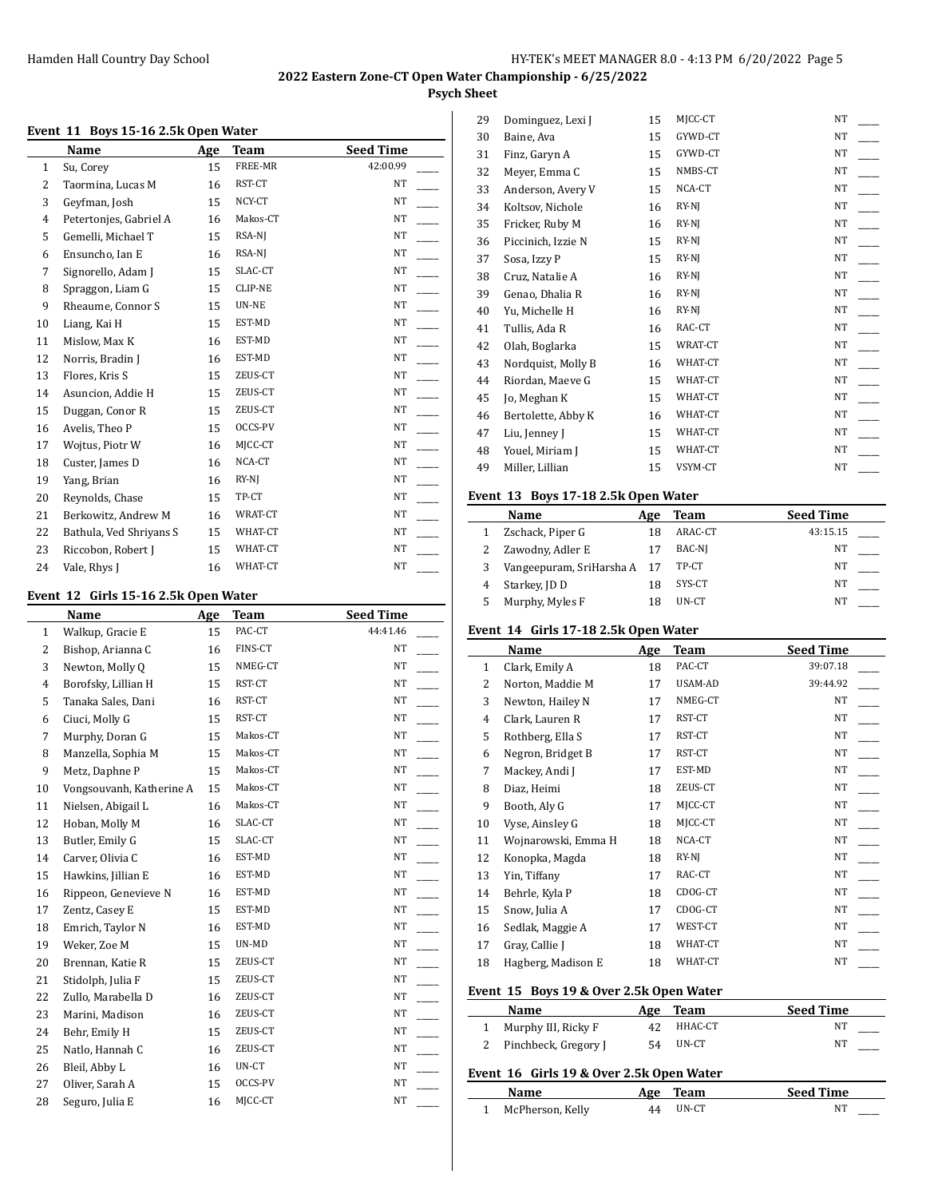## 2022 Eastern Zone-CT Open Water Championship - 6/25/2022

### Psych Sheet

#### Event 11 Boys 15-16 2.5k Open Water

| | Name | Age | Team | Seed Time |
|---|---|---|---|---|
| 1 | Su, Corey | 15 | FREE-MR | 42:00.99 |
| 2 | Taormina, Lucas M | 16 | RST-CT | NT |
| 3 | Geyfman, Josh | 15 | NCY-CT | NT |
| 4 | Petertonjes, Gabriel A | 16 | Makos-CT | NT |
| 5 | Gemelli, Michael T | 15 | RSA-NJ | NT |
| 6 | Ensuncho, Ian E | 16 | RSA-NJ | NT |
| 7 | Signorello, Adam J | 15 | SLAC-CT | NT |
| 8 | Spraggon, Liam G | 15 | CLIP-NE | NT |
| 9 | Rheaume, Connor S | 15 | UN-NE | NT |
| 10 | Liang, Kai H | 15 | EST-MD | NT |
| 11 | Mislow, Max K | 16 | EST-MD | NT |
| 12 | Norris, Bradin J | 16 | EST-MD | NT |
| 13 | Flores, Kris S | 15 | ZEUS-CT | NT |
| 14 | Asuncion, Addie H | 15 | ZEUS-CT | NT |
| 15 | Duggan, Conor R | 15 | ZEUS-CT | NT |
| 16 | Avelis, Theo P | 15 | OCCS-PV | NT |
| 17 | Wojtus, Piotr W | 16 | MJCC-CT | NT |
| 18 | Custer, James D | 16 | NCA-CT | NT |
| 19 | Yang, Brian | 16 | RY-NJ | NT |
| 20 | Reynolds, Chase | 15 | TP-CT | NT |
| 21 | Berkowitz, Andrew M | 16 | WRAT-CT | NT |
| 22 | Bathula, Ved Shriyans S | 15 | WHAT-CT | NT |
| 23 | Riccobon, Robert J | 15 | WHAT-CT | NT |
| 24 | Vale, Rhys J | 16 | WHAT-CT | NT |

#### Event 12 Girls 15-16 2.5k Open Water

| | Name | Age | Team | Seed Time |
|---|---|---|---|---|
| 1 | Walkup, Gracie E | 15 | PAC-CT | 44:41.46 |
| 2 | Bishop, Arianna C | 16 | FINS-CT | NT |
| 3 | Newton, Molly Q | 15 | NMEG-CT | NT |
| 4 | Borofsky, Lillian H | 15 | RST-CT | NT |
| 5 | Tanaka Sales, Dani | 16 | RST-CT | NT |
| 6 | Ciuci, Molly G | 15 | RST-CT | NT |
| 7 | Murphy, Doran G | 15 | Makos-CT | NT |
| 8 | Manzella, Sophia M | 15 | Makos-CT | NT |
| 9 | Metz, Daphne P | 15 | Makos-CT | NT |
| 10 | Vongsouvanh, Katherine A | 15 | Makos-CT | NT |
| 11 | Nielsen, Abigail L | 16 | Makos-CT | NT |
| 12 | Hoban, Molly M | 16 | SLAC-CT | NT |
| 13 | Butler, Emily G | 15 | SLAC-CT | NT |
| 14 | Carver, Olivia C | 16 | EST-MD | NT |
| 15 | Hawkins, Jillian E | 16 | EST-MD | NT |
| 16 | Rippeon, Genevieve N | 16 | EST-MD | NT |
| 17 | Zentz, Casey E | 15 | EST-MD | NT |
| 18 | Emrich, Taylor N | 16 | EST-MD | NT |
| 19 | Weker, Zoe M | 15 | UN-MD | NT |
| 20 | Brennan, Katie R | 15 | ZEUS-CT | NT |
| 21 | Stidolph, Julia F | 15 | ZEUS-CT | NT |
| 22 | Zullo, Marabella D | 16 | ZEUS-CT | NT |
| 23 | Marini, Madison | 16 | ZEUS-CT | NT |
| 24 | Behr, Emily H | 15 | ZEUS-CT | NT |
| 25 | Natlo, Hannah C | 16 | ZEUS-CT | NT |
| 26 | Bleil, Abby L | 16 | UN-CT | NT |
| 27 | Oliver, Sarah A | 15 | OCCS-PV | NT |
| 28 | Seguro, Julia E | 16 | MJCC-CT | NT |
| 29 | Dominguez, Lexi J | 15 | MJCC-CT | NT |
| 30 | Baine, Ava | 15 | GYWD-CT | NT |
| 31 | Finz, Garyn A | 15 | GYWD-CT | NT |
| 32 | Meyer, Emma C | 15 | NMBS-CT | NT |
| 33 | Anderson, Avery V | 15 | NCA-CT | NT |
| 34 | Koltsov, Nichole | 16 | RY-NJ | NT |
| 35 | Fricker, Ruby M | 16 | RY-NJ | NT |
| 36 | Piccinich, Izzie N | 15 | RY-NJ | NT |
| 37 | Sosa, Izzy P | 15 | RY-NJ | NT |
| 38 | Cruz, Natalie A | 16 | RY-NJ | NT |
| 39 | Genao, Dhalia R | 16 | RY-NJ | NT |
| 40 | Yu, Michelle H | 16 | RY-NJ | NT |
| 41 | Tullis, Ada R | 16 | RAC-CT | NT |
| 42 | Olah, Boglarka | 15 | WRAT-CT | NT |
| 43 | Nordquist, Molly B | 16 | WHAT-CT | NT |
| 44 | Riordan, Maeve G | 15 | WHAT-CT | NT |
| 45 | Jo, Meghan K | 15 | WHAT-CT | NT |
| 46 | Bertolette, Abby K | 16 | WHAT-CT | NT |
| 47 | Liu, Jenney J | 15 | WHAT-CT | NT |
| 48 | Youel, Miriam J | 15 | WHAT-CT | NT |
| 49 | Miller, Lillian | 15 | VSYM-CT | NT |

#### Event 13 Boys 17-18 2.5k Open Water

| | Name | Age | Team | Seed Time |
|---|---|---|---|---|
| 1 | Zschack, Piper G | 18 | ARAC-CT | 43:15.15 |
| 2 | Zawodny, Adler E | 17 | BAC-NJ | NT |
| 3 | Vangeepuram, SriHarsha A | 17 | TP-CT | NT |
| 4 | Starkey, JD D | 18 | SYS-CT | NT |
| 5 | Murphy, Myles F | 18 | UN-CT | NT |

#### Event 14 Girls 17-18 2.5k Open Water

| | Name | Age | Team | Seed Time |
|---|---|---|---|---|
| 1 | Clark, Emily A | 18 | PAC-CT | 39:07.18 |
| 2 | Norton, Maddie M | 17 | USAM-AD | 39:44.92 |
| 3 | Newton, Hailey N | 17 | NMEG-CT | NT |
| 4 | Clark, Lauren R | 17 | RST-CT | NT |
| 5 | Rothberg, Ella S | 17 | RST-CT | NT |
| 6 | Negron, Bridget B | 17 | RST-CT | NT |
| 7 | Mackey, Andi J | 17 | EST-MD | NT |
| 8 | Diaz, Heimi | 18 | ZEUS-CT | NT |
| 9 | Booth, Aly G | 17 | MJCC-CT | NT |
| 10 | Vyse, Ainsley G | 18 | MJCC-CT | NT |
| 11 | Wojnarowski, Emma H | 18 | NCA-CT | NT |
| 12 | Konopka, Magda | 18 | RY-NJ | NT |
| 13 | Yin, Tiffany | 17 | RAC-CT | NT |
| 14 | Behrle, Kyla P | 18 | CDOG-CT | NT |
| 15 | Snow, Julia A | 17 | CDOG-CT | NT |
| 16 | Sedlak, Maggie A | 17 | WEST-CT | NT |
| 17 | Gray, Callie J | 18 | WHAT-CT | NT |
| 18 | Hagberg, Madison E | 18 | WHAT-CT | NT |

#### Event 15 Boys 19 & Over 2.5k Open Water

| | Name | Age | Team | Seed Time |
|---|---|---|---|---|
| 1 | Murphy III, Ricky F | 42 | HHAC-CT | NT |
| 2 | Pinchbeck, Gregory J | 54 | UN-CT | NT |

#### Event 16 Girls 19 & Over 2.5k Open Water

| | Name | Age | Team | Seed Time |
|---|---|---|---|---|
| 1 | McPherson, Kelly | 44 | UN-CT | NT |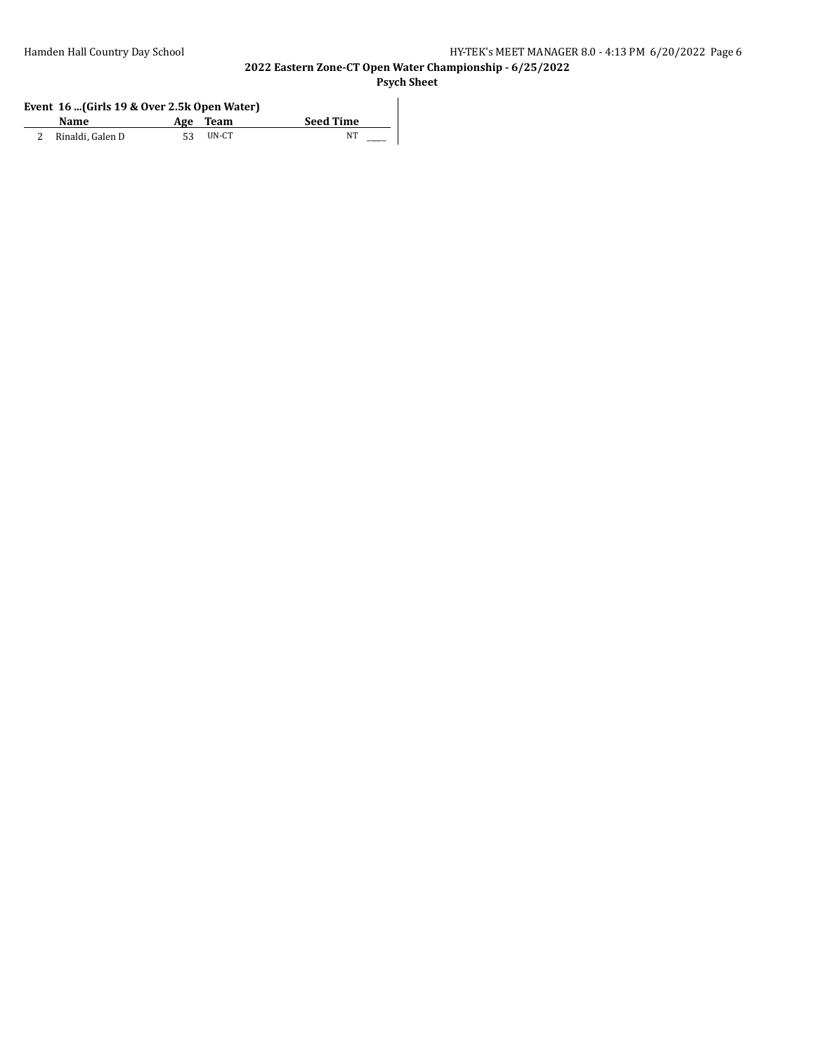## 2022 Eastern Zone-CT Open Water Championship - 6/25/2022

### Psych Sheet

**Event 16 ...(Girls 19 & Over 2.5k Open Water)**

| | Name | Age | Team | Seed Time | |
|---|---|---|---|---|---|
| 2 | Rinaldi, Galen D | 53 | UN-CT | NT | _____ |